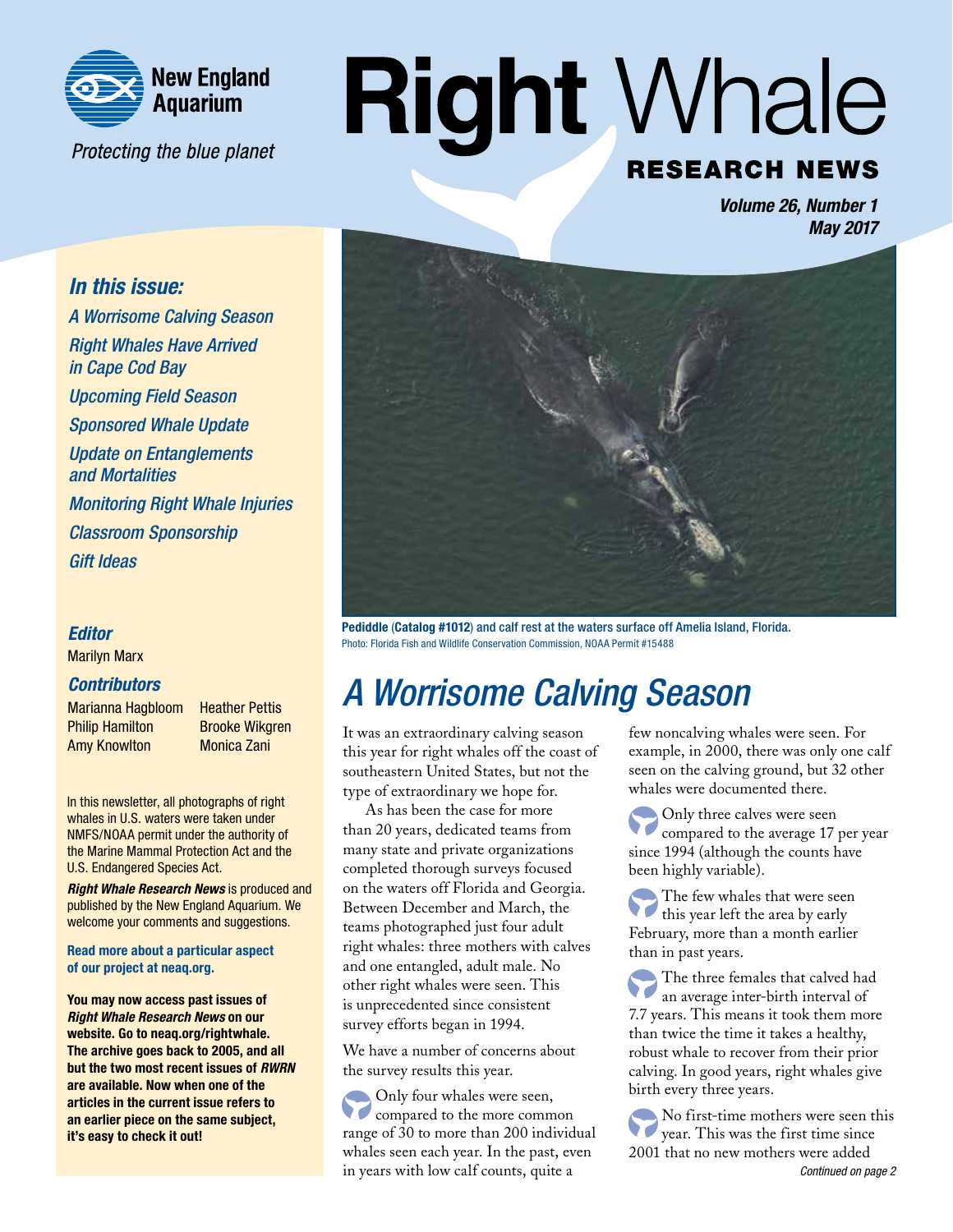New England Aquarium

*Protecting the blue planet*

# Right Whale RESEARCH NEWS

***Volume 26, Number 1***
***May 2017***

## *In this issue:*

*A Worrisome Calving Season*
*Right Whales Have Arrived in Cape Cod Bay*
*Upcoming Field Season*
*Sponsored Whale Update*
*Update on Entanglements and Mortalities*
*Monitoring Right Whale Injuries*
*Classroom Sponsorship*
*Gift Ideas*

### *Editor*

Marilyn Marx

### *Contributors*

Marianna Hagbloom
Philip Hamilton
Amy Knowlton
Heather Pettis
Brooke Wikgren
Monica Zani

In this newsletter, all photographs of right whales in U.S. waters were taken under NMFS/NOAA permit under the authority of the Marine Mammal Protection Act and the U.S. Endangered Species Act.

***Right Whale Research News*** is produced and published by the New England Aquarium. We welcome your comments and suggestions.

**Read more about a particular aspect of our project at neaq.org.**

**You may now access past issues of *Right Whale Research News* on our website. Go to neaq.org/rightwhale. The archive goes back to 2005, and all but the two most recent issues of *RWRN* are available. Now when one of the articles in the current issue refers to an earlier piece on the same subject, it's easy to check it out!**

**Pediddle (Catalog #1012) and calf rest at the waters surface off Amelia Island, Florida.**
Photo: Florida Fish and Wildlife Conservation Commission, NOAA Permit #15488

# *A Worrisome Calving Season*

It was an extraordinary calving season this year for right whales off the coast of southeastern United States, but not the type of extraordinary we hope for.

As has been the case for more than 20 years, dedicated teams from many state and private organizations completed thorough surveys focused on the waters off Florida and Georgia. Between December and March, the teams photographed just four adult right whales: three mothers with calves and one entangled, adult male. No other right whales were seen. This is unprecedented since consistent survey efforts began in 1994.

We have a number of concerns about the survey results this year.

- Only four whales were seen, compared to the more common range of 30 to more than 200 individual whales seen each year. In the past, even in years with low calf counts, quite a few noncalving whales were seen. For example, in 2000, there was only one calf seen on the calving ground, but 32 other whales were documented there.
- Only three calves were seen compared to the average 17 per year since 1994 (although the counts have been highly variable).
- The few whales that were seen this year left the area by early February, more than a month earlier than in past years.
- The three females that calved had an average inter-birth interval of 7.7 years. This means it took them more than twice the time it takes a healthy, robust whale to recover from their prior calving. In good years, right whales give birth every three years.
- No first-time mothers were seen this year. This was the first time since 2001 that no new mothers were added

*Continued on page 2*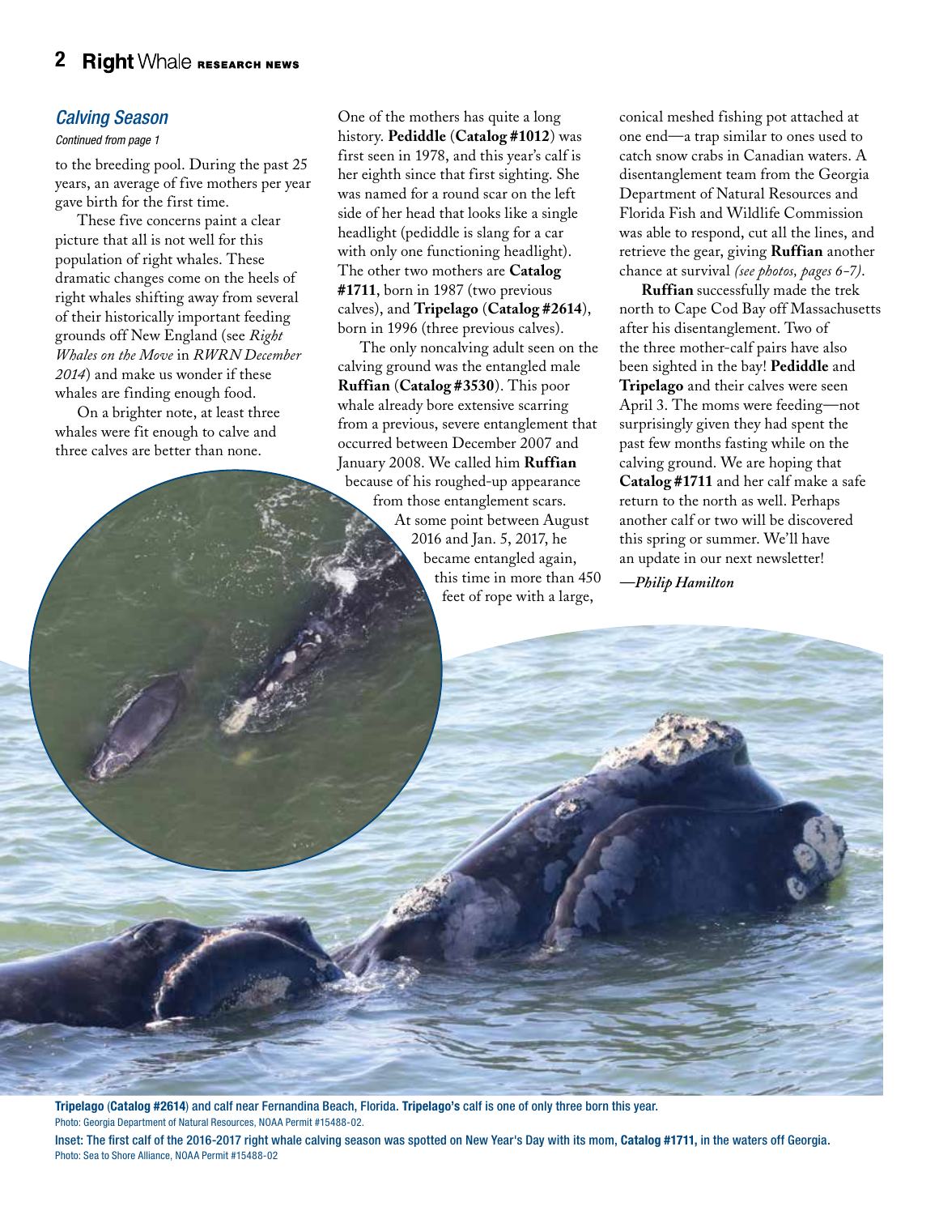## *Calving Season*

*Continued from page 1*

to the breeding pool. During the past 25 years, an average of five mothers per year gave birth for the first time.

These five concerns paint a clear picture that all is not well for this population of right whales. These dramatic changes come on the heels of right whales shifting away from several of their historically important feeding grounds off New England (see *Right Whales on the Move* in *RWRN December 2014*) and make us wonder if these whales are finding enough food.

On a brighter note, at least three whales were fit enough to calve and three calves are better than none.

One of the mothers has quite a long history. **Pediddle** (**Catalog #1012**) was first seen in 1978, and this year's calf is her eighth since that first sighting. She was named for a round scar on the left side of her head that looks like a single headlight (pediddle is slang for a car with only one functioning headlight). The other two mothers are **Catalog #1711**, born in 1987 (two previous calves), and **Tripelago** (**Catalog #2614**), born in 1996 (three previous calves).

The only noncalving adult seen on the calving ground was the entangled male **Ruffian** (**Catalog #3530**). This poor whale already bore extensive scarring from a previous, severe entanglement that occurred between December 2007 and January 2008. We called him **Ruffian** because of his roughed-up appearance from those entanglement scars. At some point between August 2016 and Jan. 5, 2017, he became entangled again, this time in more than 450 feet of rope with a large, conical meshed fishing pot attached at one end—a trap similar to ones used to catch snow crabs in Canadian waters. A disentanglement team from the Georgia Department of Natural Resources and Florida Fish and Wildlife Commission was able to respond, cut all the lines, and retrieve the gear, giving **Ruffian** another chance at survival *(see photos, pages 6-7)*.

**Ruffian** successfully made the trek north to Cape Cod Bay off Massachusetts after his disentanglement. Two of the three mother-calf pairs have also been sighted in the bay! **Pediddle** and **Tripelago** and their calves were seen April 3. The moms were feeding—not surprisingly given they had spent the past few months fasting while on the calving ground. We are hoping that **Catalog #1711** and her calf make a safe return to the north as well. Perhaps another calf or two will be discovered this spring or summer. We'll have an update in our next newsletter!

*—Philip Hamilton*

**Tripelago** (**Catalog #2614**) and calf near Fernandina Beach, Florida. **Tripelago's** calf is one of only three born this year.
Photo: Georgia Department of Natural Resources, NOAA Permit #15488-02.

Inset: The first calf of the 2016-2017 right whale calving season was spotted on New Year's Day with its mom, **Catalog #1711,** in the waters off Georgia.
Photo: Sea to Shore Alliance, NOAA Permit #15488-02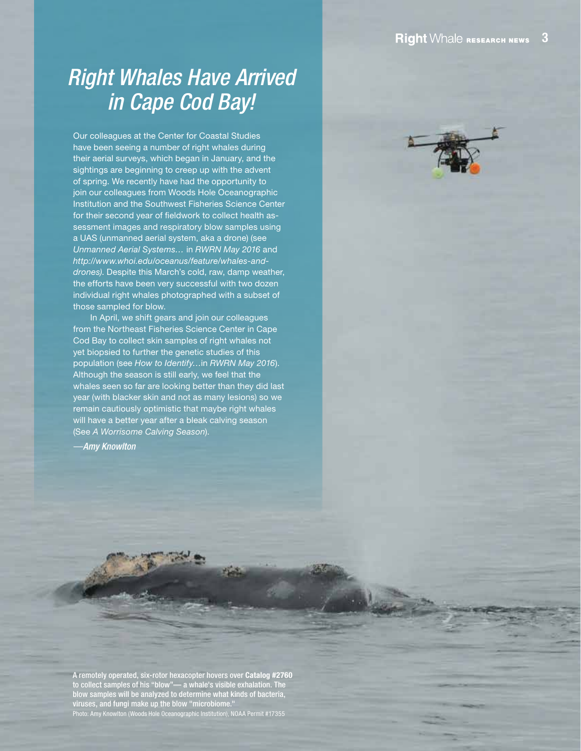# *Right Whales Have Arrived in Cape Cod Bay!*

Our colleagues at the Center for Coastal Studies have been seeing a number of right whales during their aerial surveys, which began in January, and the sightings are beginning to creep up with the advent of spring. We recently have had the opportunity to join our colleagues from Woods Hole Oceanographic Institution and the Southwest Fisheries Science Center for their second year of fieldwork to collect health assessment images and respiratory blow samples using a UAS (unmanned aerial system, aka a drone) (see *Unmanned Aerial Systems…* in *RWRN May 2016* and *http://www.whoi.edu/oceanus/feature/whales-and-drones)*. Despite this March's cold, raw, damp weather, the efforts have been very successful with two dozen individual right whales photographed with a subset of those sampled for blow.

In April, we shift gears and join our colleagues from the Northeast Fisheries Science Center in Cape Cod Bay to collect skin samples of right whales not yet biopsied to further the genetic studies of this population (see *How to Identify…*in *RWRN May 2016*). Although the season is still early, we feel that the whales seen so far are looking better than they did last year (with blacker skin and not as many lesions) so we remain cautiously optimistic that maybe right whales will have a better year after a bleak calving season (See *A Worrisome Calving Season*).

—*Amy Knowlton*

A remotely operated, six-rotor hexacopter hovers over **Catalog #2760** to collect samples of his "blow"— a whale's visible exhalation. The blow samples will be analyzed to determine what kinds of bacteria, viruses, and fungi make up the blow "microbiome."
Photo: Amy Knowlton (Woods Hole Oceanographic Institution), NOAA Permit #17355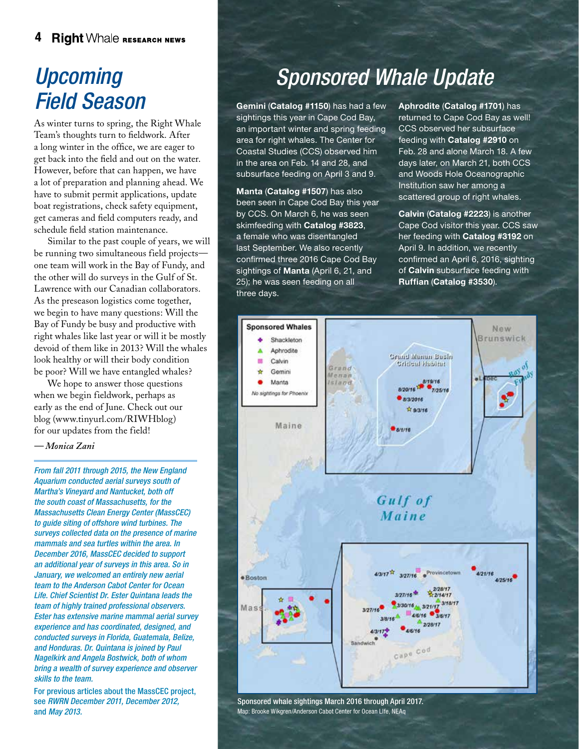# Upcoming Field Season

As winter turns to spring, the Right Whale Team's thoughts turn to fieldwork. After a long winter in the office, we are eager to get back into the field and out on the water. However, before that can happen, we have a lot of preparation and planning ahead. We have to submit permit applications, update boat registrations, check safety equipment, get cameras and field computers ready, and schedule field station maintenance.

Similar to the past couple of years, we will be running two simultaneous field projects—one team will work in the Bay of Fundy, and the other will do surveys in the Gulf of St. Lawrence with our Canadian collaborators. As the preseason logistics come together, we begin to have many questions: Will the Bay of Fundy be busy and productive with right whales like last year or will it be mostly devoid of them like in 2013? Will the whales look healthy or will their body condition be poor? Will we have entangled whales?

We hope to answer those questions when we begin fieldwork, perhaps as early as the end of June. Check out our blog (www.tinyurl.com/RIWHblog) for our updates from the field!

*—Monica Zani*

*From fall 2011 through 2015, the New England Aquarium conducted aerial surveys south of Martha's Vineyard and Nantucket, both off the south coast of Massachusetts, for the Massachusetts Clean Energy Center (MassCEC) to guide siting of offshore wind turbines. The surveys collected data on the presence of marine mammals and sea turtles within the area. In December 2016, MassCEC decided to support an additional year of surveys in this area. So in January, we welcomed an entirely new aerial team to the Anderson Cabot Center for Ocean Life. Chief Scientist Dr. Ester Quintana leads the team of highly trained professional observers. Ester has extensive marine mammal aerial survey experience and has coordinated, designed, and conducted surveys in Florida, Guatemala, Belize, and Honduras. Dr. Quintana is joined by Paul Nagelkirk and Angela Bostwick, both of whom bring a wealth of survey experience and observer skills to the team.*

For previous articles about the MassCEC project, see *RWRN December 2011, December 2012,* and *May 2013.*

# Sponsored Whale Update

**Gemini** (**Catalog #1150**) has had a few sightings this year in Cape Cod Bay, an important winter and spring feeding area for right whales. The Center for Coastal Studies (CCS) observed him in the area on Feb. 14 and 28, and subsurface feeding on April 3 and 9.

**Manta** (**Catalog #1507**) has also been seen in Cape Cod Bay this year by CCS. On March 6, he was seen skimfeeding with **Catalog #3823**, a female who was disentangled last September. We also recently confirmed three 2016 Cape Cod Bay sightings of **Manta** (April 6, 21, and 25); he was seen feeding on all three days.

**Aphrodite** (**Catalog #1701**) has returned to Cape Cod Bay as well! CCS observed her subsurface feeding with **Catalog #2910** on Feb. 28 and alone March 18. A few days later, on March 21, both CCS and Woods Hole Oceanographic Institution saw her among a scattered group of right whales.

**Calvin** (**Catalog #2223**) is another Cape Cod visitor this year. CCS saw her feeding with **Catalog #3192** on April 9. In addition, we recently confirmed an April 6, 2016, sighting of **Calvin** subsurface feeding with **Ruffian** (**Catalog #3530**).

Sponsored whale sightings March 2016 through April 2017.
Map: Brooke Wikgren/Anderson Cabot Center for Ocean Life, NEAq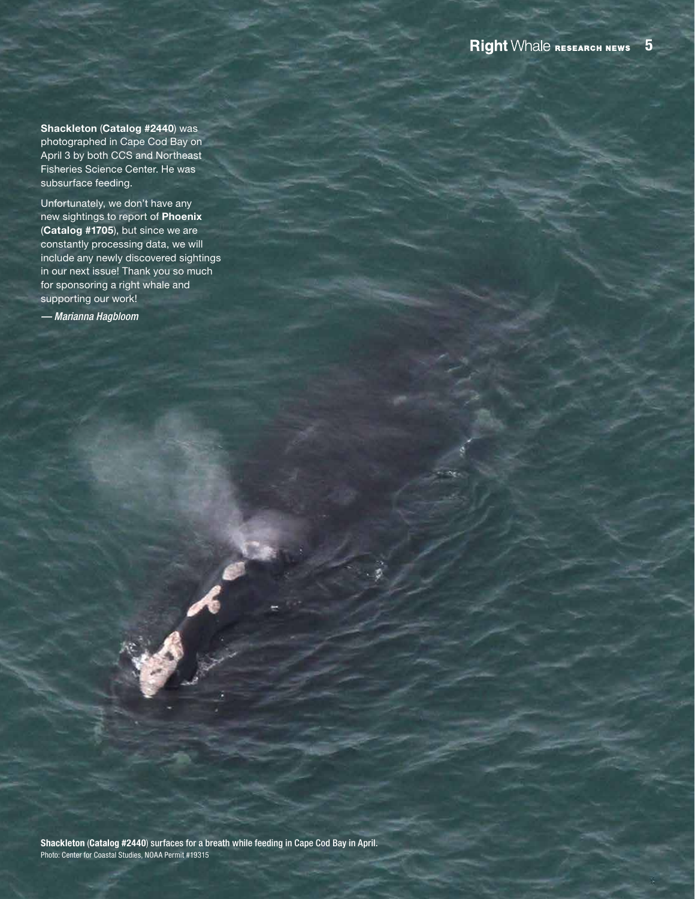**Shackleton** (**Catalog #2440**) was photographed in Cape Cod Bay on April 3 by both CCS and Northeast Fisheries Science Center. He was subsurface feeding.

Unfortunately, we don't have any new sightings to report of **Phoenix** (**Catalog #1705**), but since we are constantly processing data, we will include any newly discovered sightings in our next issue! Thank you so much for sponsoring a right whale and supporting our work!

*— Marianna Hagbloom*

**Shackleton** (**Catalog #2440**) surfaces for a breath while feeding in Cape Cod Bay in April.
Photo: Center for Coastal Studies, NOAA Permit #19315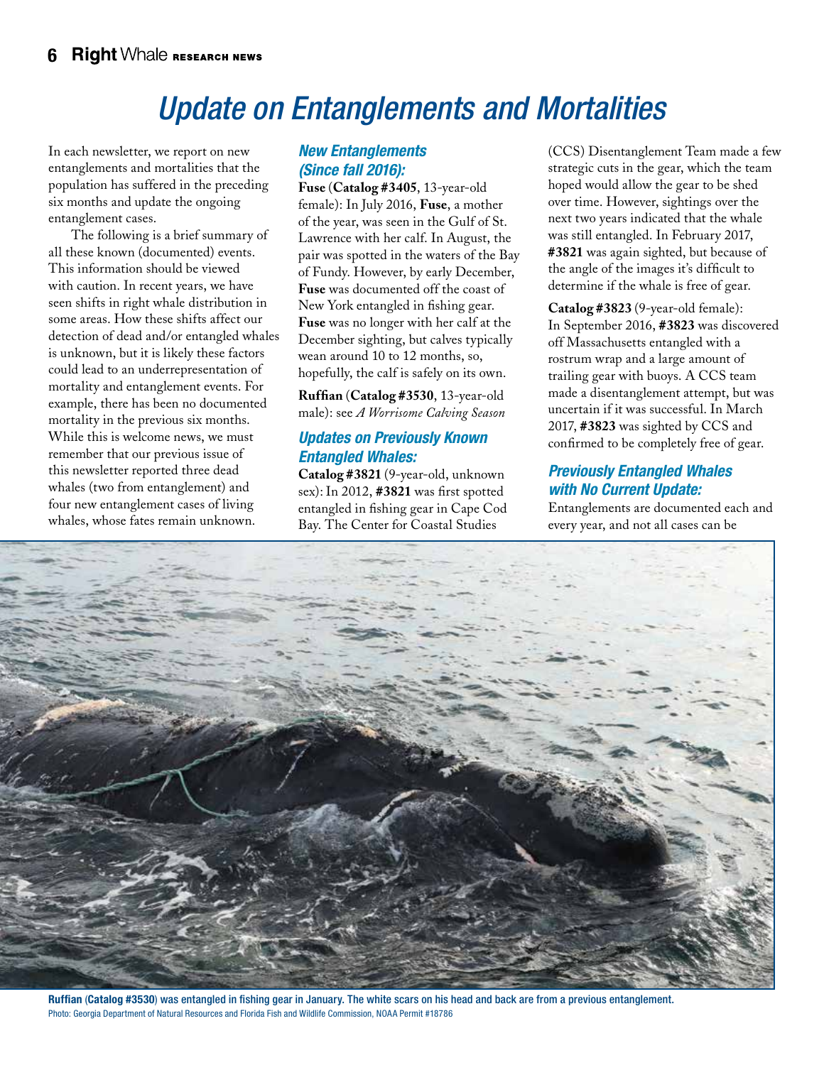# Update on Entanglements and Mortalities

In each newsletter, we report on new entanglements and mortalities that the population has suffered in the preceding six months and update the ongoing entanglement cases.

The following is a brief summary of all these known (documented) events. This information should be viewed with caution. In recent years, we have seen shifts in right whale distribution in some areas. How these shifts affect our detection of dead and/or entangled whales is unknown, but it is likely these factors could lead to an underrepresentation of mortality and entanglement events. For example, there has been no documented mortality in the previous six months. While this is welcome news, we must remember that our previous issue of this newsletter reported three dead whales (two from entanglement) and four new entanglement cases of living whales, whose fates remain unknown.

### *New Entanglements (Since fall 2016):*

**Fuse** (**Catalog #3405**, 13-year-old female): In July 2016, **Fuse**, a mother of the year, was seen in the Gulf of St. Lawrence with her calf. In August, the pair was spotted in the waters of the Bay of Fundy. However, by early December, **Fuse** was documented off the coast of New York entangled in fishing gear. **Fuse** was no longer with her calf at the December sighting, but calves typically wean around 10 to 12 months, so, hopefully, the calf is safely on its own.

**Ruffian** (**Catalog #3530**, 13-year-old male): see *A Worrisome Calving Season*

### *Updates on Previously Known Entangled Whales:*

**Catalog #3821** (9-year-old, unknown sex): In 2012, **#3821** was first spotted entangled in fishing gear in Cape Cod Bay. The Center for Coastal Studies (CCS) Disentanglement Team made a few strategic cuts in the gear, which the team hoped would allow the gear to be shed over time. However, sightings over the next two years indicated that the whale was still entangled. In February 2017, **#3821** was again sighted, but because of the angle of the images it's difficult to determine if the whale is free of gear.

**Catalog #3823** (9-year-old female): In September 2016, **#3823** was discovered off Massachusetts entangled with a rostrum wrap and a large amount of trailing gear with buoys. A CCS team made a disentanglement attempt, but was uncertain if it was successful. In March 2017, **#3823** was sighted by CCS and confirmed to be completely free of gear.

### *Previously Entangled Whales with No Current Update:*

Entanglements are documented each and every year, and not all cases can be

**Ruffian (Catalog #3530) was entangled in fishing gear in January. The white scars on his head and back are from a previous entanglement.**
Photo: Georgia Department of Natural Resources and Florida Fish and Wildlife Commission, NOAA Permit #18786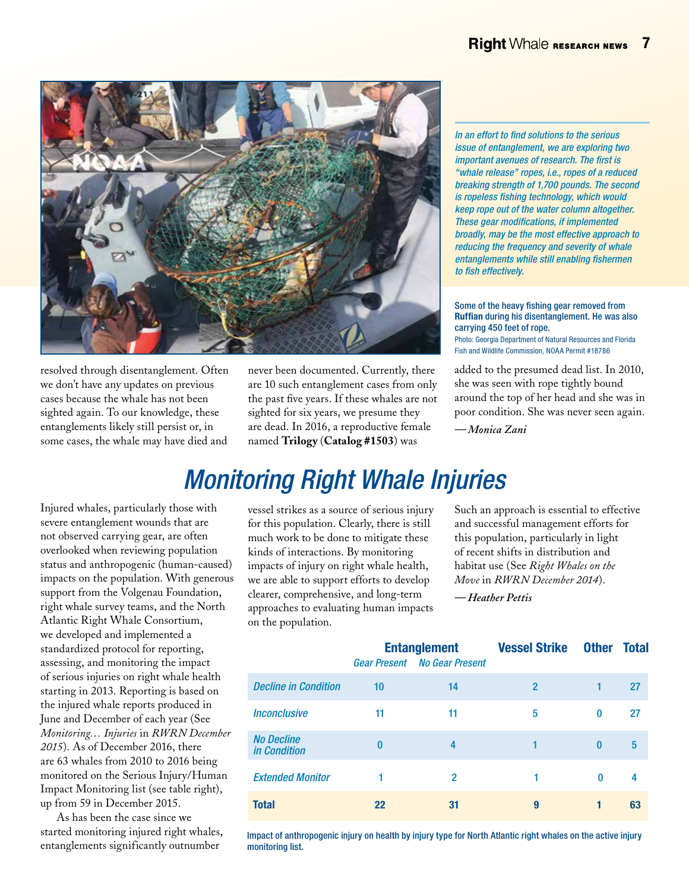*In an effort to find solutions to the serious issue of entanglement, we are exploring two important avenues of research. The first is "whale release" ropes, i.e., ropes of a reduced breaking strength of 1,700 pounds. The second is ropeless fishing technology, which would keep rope out of the water column altogether. These gear modifications, if implemented broadly, may be the most effective approach to reducing the frequency and severity of whale entanglements while still enabling fishermen to fish effectively.*

Some of the heavy fishing gear removed from **Ruffian** during his disentanglement. He was also carrying 450 feet of rope.
Photo: Georgia Department of Natural Resources and Florida Fish and Wildlife Commission, NOAA Permit #18786

resolved through disentanglement. Often we don't have any updates on previous cases because the whale has not been sighted again. To our knowledge, these entanglements likely still persist or, in some cases, the whale may have died and never been documented. Currently, there are 10 such entanglement cases from only the past five years. If these whales are not sighted for six years, we presume they are dead. In 2016, a reproductive female named **Trilogy** (**Catalog #1503**) was added to the presumed dead list. In 2010, she was seen with rope tightly bound around the top of her head and she was in poor condition. She was never seen again.

*—Monica Zani*

# Monitoring Right Whale Injuries

Injured whales, particularly those with severe entanglement wounds that are not observed carrying gear, are often overlooked when reviewing population status and anthropogenic (human-caused) impacts on the population. With generous support from the Volgenau Foundation, right whale survey teams, and the North Atlantic Right Whale Consortium, we developed and implemented a standardized protocol for reporting, assessing, and monitoring the impact of serious injuries on right whale health starting in 2013. Reporting is based on the injured whale reports produced in June and December of each year (See *Monitoring… Injuries* in *RWRN December 2015*). As of December 2016, there are 63 whales from 2010 to 2016 being monitored on the Serious Injury/Human Impact Monitoring list (see table right), up from 59 in December 2015.

As has been the case since we started monitoring injured right whales, entanglements significantly outnumber vessel strikes as a source of serious injury for this population. Clearly, there is still much work to be done to mitigate these kinds of interactions. By monitoring impacts of injury on right whale health, we are able to support efforts to develop clearer, comprehensive, and long-term approaches to evaluating human impacts on the population. Such an approach is essential to effective and successful management efforts for this population, particularly in light of recent shifts in distribution and habitat use (See *Right Whales on the Move* in *RWRN December 2014*).

*—Heather Pettis*

| | Entanglement | | Vessel Strike | Other | Total |
|---|---|---|---|---|---|
| | Gear Present | No Gear Present | | | |
| *Decline in Condition* | 10 | 14 | 2 | 1 | 27 |
| *Inconclusive* | 11 | 11 | 5 | 0 | 27 |
| *No Decline in Condition* | 0 | 4 | 1 | 0 | 5 |
| *Extended Monitor* | 1 | 2 | 1 | 0 | 4 |
| **Total** | **22** | **31** | **9** | **1** | **63** |

Impact of anthropogenic injury on health by injury type for North Atlantic right whales on the active injury monitoring list.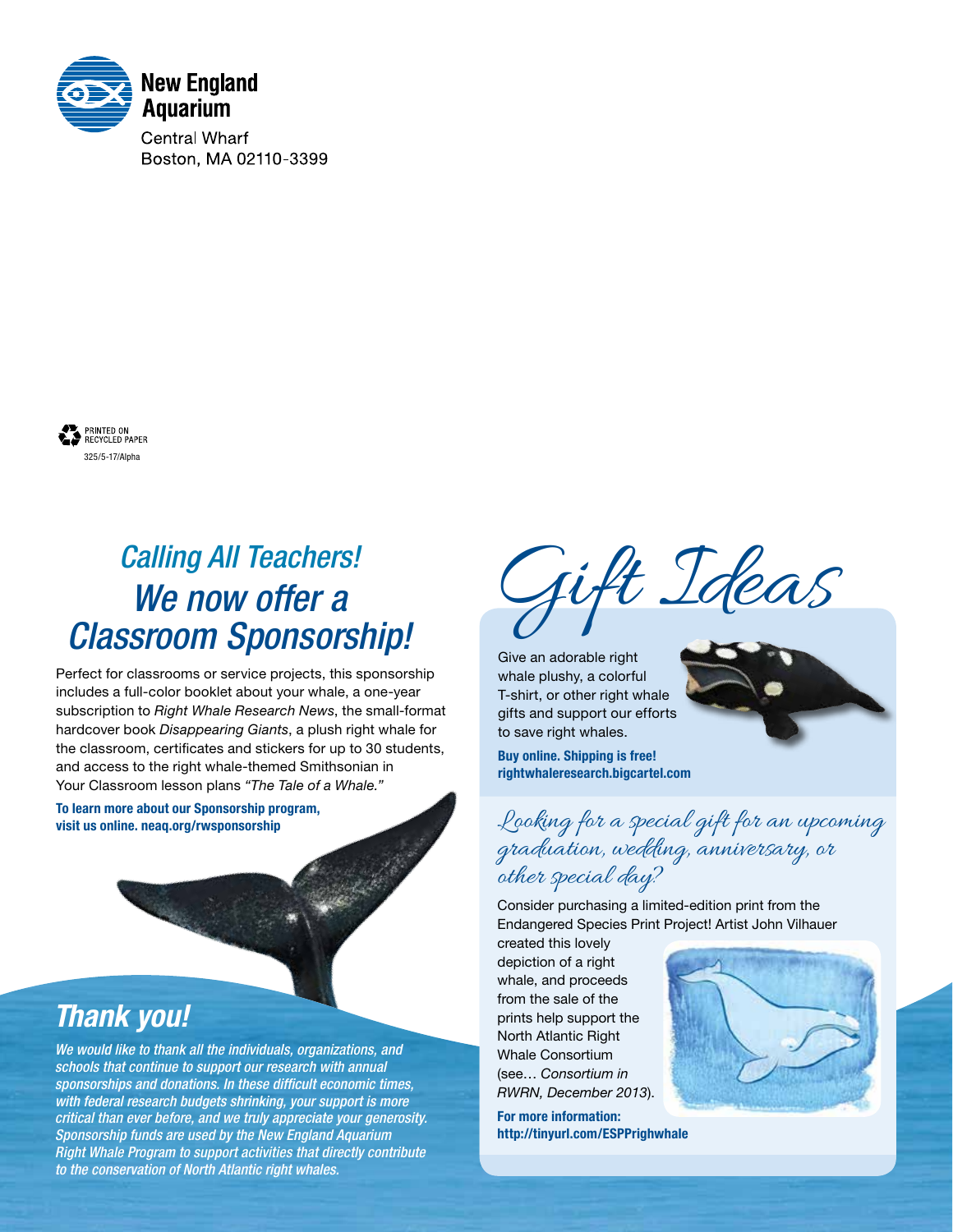**New England Aquarium**

Central Wharf
Boston, MA 02110-3399

PRINTED ON RECYCLED PAPER
325/5-17/Alpha

## *Calling All Teachers!*

## *We now offer a Classroom Sponsorship!*

Perfect for classrooms or service projects, this sponsorship includes a full-color booklet about your whale, a one-year subscription to *Right Whale Research News*, the small-format hardcover book *Disappearing Giants*, a plush right whale for the classroom, certificates and stickers for up to 30 students, and access to the right whale-themed Smithsonian in Your Classroom lesson plans *"The Tale of a Whale."*

**To learn more about our Sponsorship program, visit us online. neaq.org/rwsponsorship**

## *Thank you!*

***We would like to thank all the individuals, organizations, and schools that continue to support our research with annual sponsorships and donations. In these difficult economic times, with federal research budgets shrinking, your support is more critical than ever before, and we truly appreciate your generosity. Sponsorship funds are used by the New England Aquarium Right Whale Program to support activities that directly contribute to the conservation of North Atlantic right whales.***

## *Gift Ideas*

Give an adorable right whale plushy, a colorful T-shirt, or other right whale gifts and support our efforts to save right whales.

**Buy online. Shipping is free!**
**rightwhaleresearch.bigcartel.com**

*Looking for a special gift for an upcoming graduation, wedding, anniversary, or other special day?*

Consider purchasing a limited-edition print from the Endangered Species Print Project! Artist John Vilhauer created this lovely depiction of a right whale, and proceeds from the sale of the prints help support the North Atlantic Right Whale Consortium (see… *Consortium in RWRN, December 2013*).

**For more information:**
**http://tinyurl.com/ESPPrighwhale**